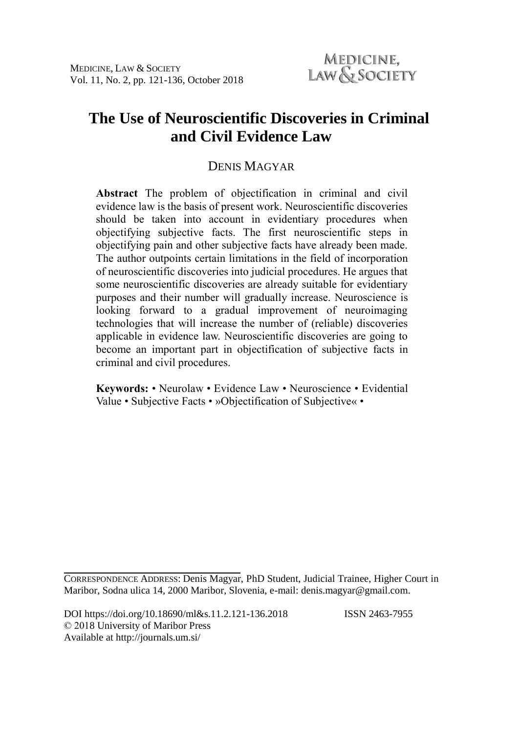# The Use of Neuroscientific Discoveries in Criminal and Civil Evidence Law

DENIS MAGYAR

**Abstract** The problem of objectification in criminal and civil evidence law is the basis of present work. Neuroscientific discoveries should be taken into account in evidentiary procedures when objectifying subjective facts. The first neuroscientific steps in objectifying pain and other subjective facts have already been made. The author outpoints certain limitations in the field of incorporation of neuroscientific discoveries into judicial procedures. He argues that some neuroscientific discoveries are already suitable for evidentiary purposes and their number will gradually increase. Neuroscience is looking forward to a gradual improvement of neuroimaging technologies that will increase the number of (reliable) discoveries applicable in evidence law. Neuroscientific discoveries are going to become an important part in objectification of subjective facts in criminal and civil procedures.

**Keywords:** • Neurolaw • Evidence Law • Neuroscience • Evidential Value • Subjective Facts • »Objectification of Subjective« •

---

CORRESPONDENCE ADDRESS: Denis Magyar, PhD Student, Judicial Trainee, Higher Court in Maribor, Sodna ulica 14, 2000 Maribor, Slovenia, e-mail: denis.magyar@gmail.com.

DOI https://doi.org/10.18690/ml&s.11.2.121-136.2018 ISSN 2463-7955
© 2018 University of Maribor Press
Available at http://journals.um.si/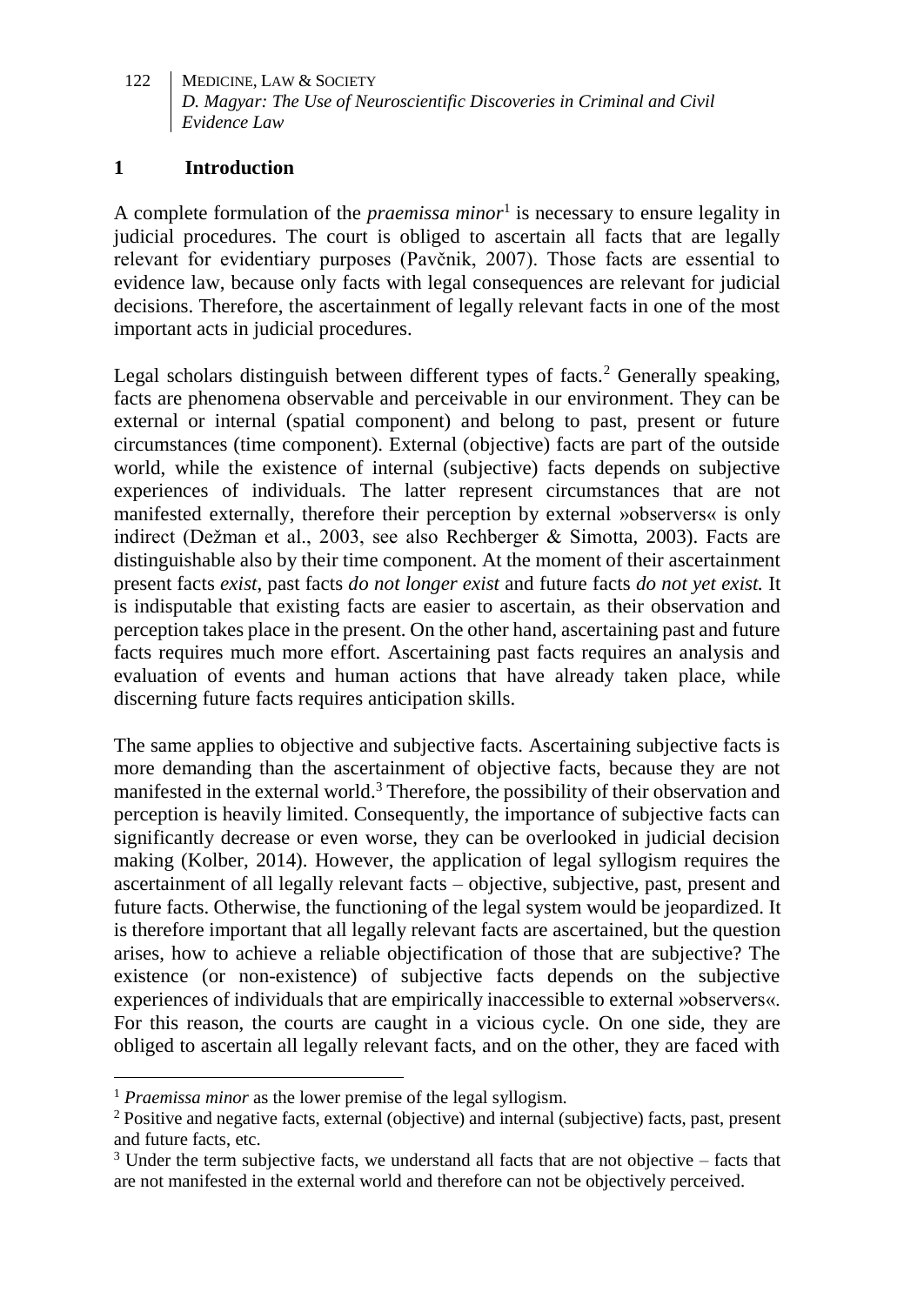## 1 Introduction

A complete formulation of the *praemissa minor*[1] is necessary to ensure legality in judicial procedures. The court is obliged to ascertain all facts that are legally relevant for evidentiary purposes (Pavčnik, 2007). Those facts are essential to evidence law, because only facts with legal consequences are relevant for judicial decisions. Therefore, the ascertainment of legally relevant facts in one of the most important acts in judicial procedures.

Legal scholars distinguish between different types of facts.[2] Generally speaking, facts are phenomena observable and perceivable in our environment. They can be external or internal (spatial component) and belong to past, present or future circumstances (time component). External (objective) facts are part of the outside world, while the existence of internal (subjective) facts depends on subjective experiences of individuals. The latter represent circumstances that are not manifested externally, therefore their perception by external »observers« is only indirect (Dežman et al., 2003, see also Rechberger & Simotta, 2003). Facts are distinguishable also by their time component. At the moment of their ascertainment present facts *exist*, past facts *do not longer exist* and future facts *do not yet exist.* It is indisputable that existing facts are easier to ascertain, as their observation and perception takes place in the present. On the other hand, ascertaining past and future facts requires much more effort. Ascertaining past facts requires an analysis and evaluation of events and human actions that have already taken place, while discerning future facts requires anticipation skills.

The same applies to objective and subjective facts. Ascertaining subjective facts is more demanding than the ascertainment of objective facts, because they are not manifested in the external world.[3] Therefore, the possibility of their observation and perception is heavily limited. Consequently, the importance of subjective facts can significantly decrease or even worse, they can be overlooked in judicial decision making (Kolber, 2014). However, the application of legal syllogism requires the ascertainment of all legally relevant facts – objective, subjective, past, present and future facts. Otherwise, the functioning of the legal system would be jeopardized. It is therefore important that all legally relevant facts are ascertained, but the question arises, how to achieve a reliable objectification of those that are subjective? The existence (or non-existence) of subjective facts depends on the subjective experiences of individuals that are empirically inaccessible to external »observers«. For this reason, the courts are caught in a vicious cycle. On one side, they are obliged to ascertain all legally relevant facts, and on the other, they are faced with

---

[1] *Praemissa minor* as the lower premise of the legal syllogism.

[2] Positive and negative facts, external (objective) and internal (subjective) facts, past, present and future facts, etc.

[3] Under the term subjective facts, we understand all facts that are not objective – facts that are not manifested in the external world and therefore can not be objectively perceived.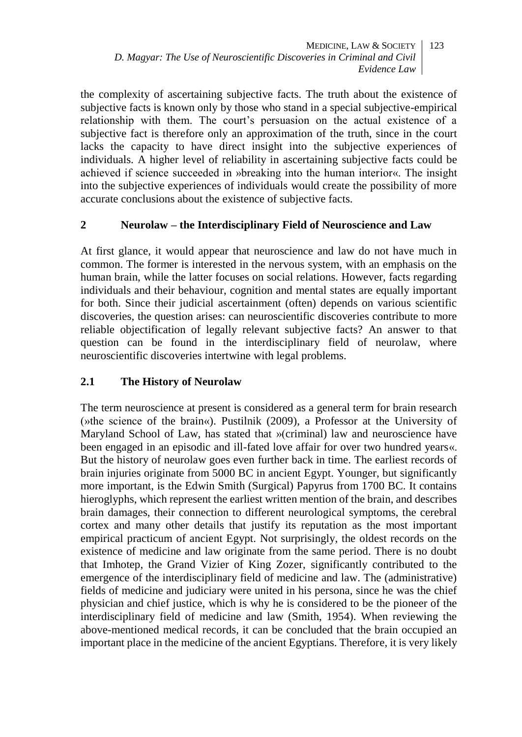the complexity of ascertaining subjective facts. The truth about the existence of subjective facts is known only by those who stand in a special subjective-empirical relationship with them. The court's persuasion on the actual existence of a subjective fact is therefore only an approximation of the truth, since in the court lacks the capacity to have direct insight into the subjective experiences of individuals. A higher level of reliability in ascertaining subjective facts could be achieved if science succeeded in »breaking into the human interior«. The insight into the subjective experiences of individuals would create the possibility of more accurate conclusions about the existence of subjective facts.

## 2 Neurolaw – the Interdisciplinary Field of Neuroscience and Law

At first glance, it would appear that neuroscience and law do not have much in common. The former is interested in the nervous system, with an emphasis on the human brain, while the latter focuses on social relations. However, facts regarding individuals and their behaviour, cognition and mental states are equally important for both. Since their judicial ascertainment (often) depends on various scientific discoveries, the question arises: can neuroscientific discoveries contribute to more reliable objectification of legally relevant subjective facts? An answer to that question can be found in the interdisciplinary field of neurolaw, where neuroscientific discoveries intertwine with legal problems.

### 2.1 The History of Neurolaw

The term neuroscience at present is considered as a general term for brain research (»the science of the brain«). Pustilnik (2009), a Professor at the University of Maryland School of Law, has stated that »(criminal) law and neuroscience have been engaged in an episodic and ill-fated love affair for over two hundred years«. But the history of neurolaw goes even further back in time. The earliest records of brain injuries originate from 5000 BC in ancient Egypt. Younger, but significantly more important, is the Edwin Smith (Surgical) Papyrus from 1700 BC. It contains hieroglyphs, which represent the earliest written mention of the brain, and describes brain damages, their connection to different neurological symptoms, the cerebral cortex and many other details that justify its reputation as the most important empirical practicum of ancient Egypt. Not surprisingly, the oldest records on the existence of medicine and law originate from the same period. There is no doubt that Imhotep, the Grand Vizier of King Zozer, significantly contributed to the emergence of the interdisciplinary field of medicine and law. The (administrative) fields of medicine and judiciary were united in his persona, since he was the chief physician and chief justice, which is why he is considered to be the pioneer of the interdisciplinary field of medicine and law (Smith, 1954). When reviewing the above-mentioned medical records, it can be concluded that the brain occupied an important place in the medicine of the ancient Egyptians. Therefore, it is very likely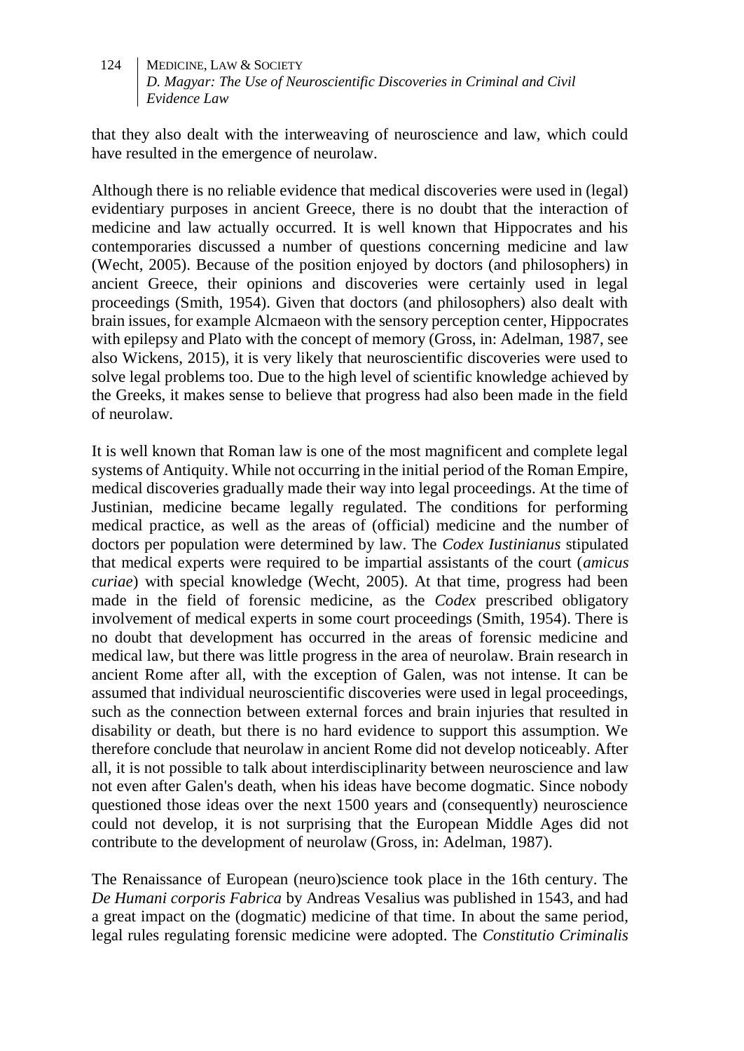that they also dealt with the interweaving of neuroscience and law, which could have resulted in the emergence of neurolaw.

Although there is no reliable evidence that medical discoveries were used in (legal) evidentiary purposes in ancient Greece, there is no doubt that the interaction of medicine and law actually occurred. It is well known that Hippocrates and his contemporaries discussed a number of questions concerning medicine and law (Wecht, 2005). Because of the position enjoyed by doctors (and philosophers) in ancient Greece, their opinions and discoveries were certainly used in legal proceedings (Smith, 1954). Given that doctors (and philosophers) also dealt with brain issues, for example Alcmaeon with the sensory perception center, Hippocrates with epilepsy and Plato with the concept of memory (Gross, in: Adelman, 1987, see also Wickens, 2015), it is very likely that neuroscientific discoveries were used to solve legal problems too. Due to the high level of scientific knowledge achieved by the Greeks, it makes sense to believe that progress had also been made in the field of neurolaw.

It is well known that Roman law is one of the most magnificent and complete legal systems of Antiquity. While not occurring in the initial period of the Roman Empire, medical discoveries gradually made their way into legal proceedings. At the time of Justinian, medicine became legally regulated. The conditions for performing medical practice, as well as the areas of (official) medicine and the number of doctors per population were determined by law. The *Codex Iustinianus* stipulated that medical experts were required to be impartial assistants of the court (*amicus curiae*) with special knowledge (Wecht, 2005). At that time, progress had been made in the field of forensic medicine, as the *Codex* prescribed obligatory involvement of medical experts in some court proceedings (Smith, 1954). There is no doubt that development has occurred in the areas of forensic medicine and medical law, but there was little progress in the area of neurolaw. Brain research in ancient Rome after all, with the exception of Galen, was not intense. It can be assumed that individual neuroscientific discoveries were used in legal proceedings, such as the connection between external forces and brain injuries that resulted in disability or death, but there is no hard evidence to support this assumption. We therefore conclude that neurolaw in ancient Rome did not develop noticeably. After all, it is not possible to talk about interdisciplinarity between neuroscience and law not even after Galen's death, when his ideas have become dogmatic. Since nobody questioned those ideas over the next 1500 years and (consequently) neuroscience could not develop, it is not surprising that the European Middle Ages did not contribute to the development of neurolaw (Gross, in: Adelman, 1987).

The Renaissance of European (neuro)science took place in the 16th century. The *De Humani corporis Fabrica* by Andreas Vesalius was published in 1543, and had a great impact on the (dogmatic) medicine of that time. In about the same period, legal rules regulating forensic medicine were adopted. The *Constitutio Criminalis*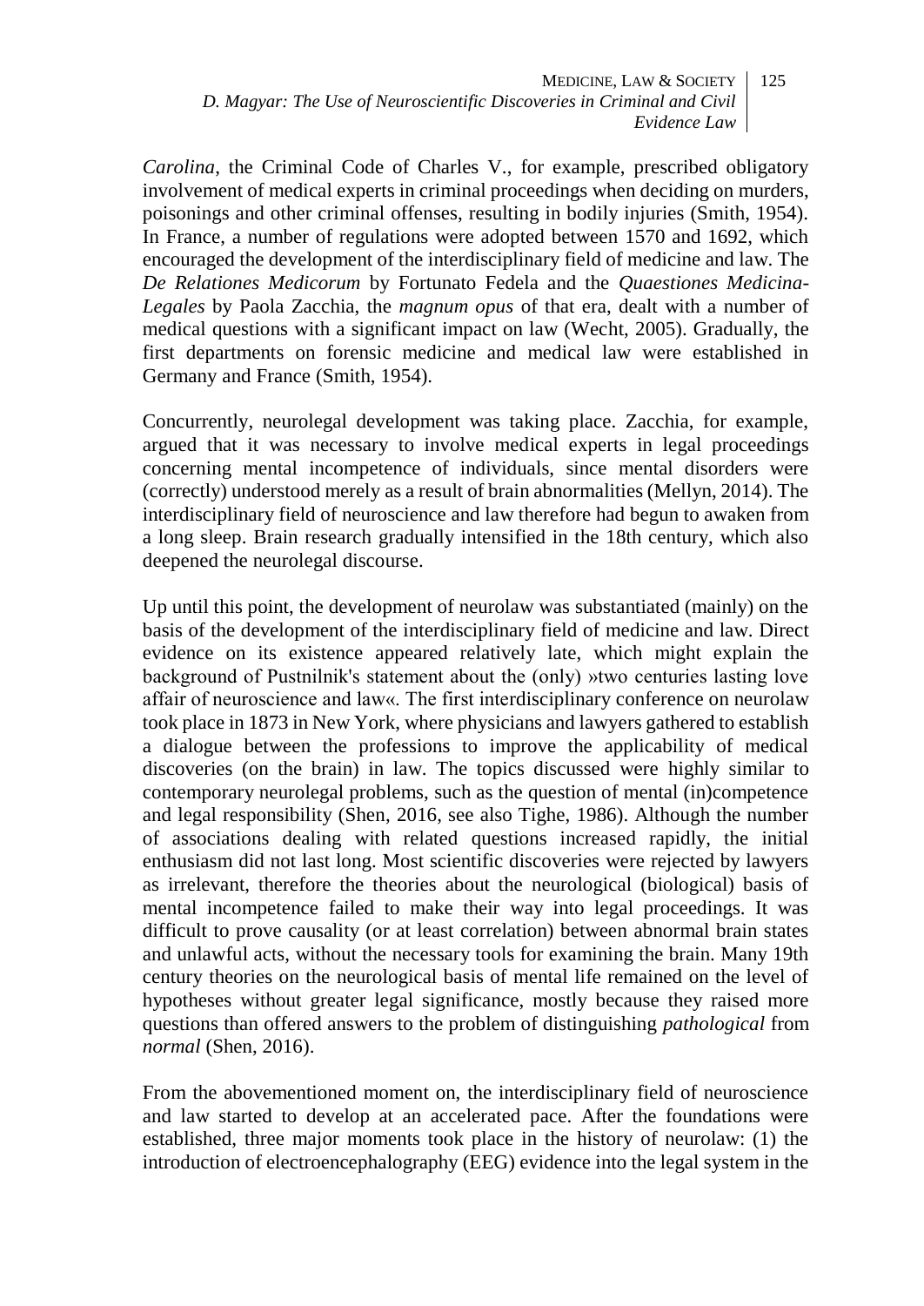*Carolina*, the Criminal Code of Charles V., for example, prescribed obligatory involvement of medical experts in criminal proceedings when deciding on murders, poisonings and other criminal offenses, resulting in bodily injuries (Smith, 1954). In France, a number of regulations were adopted between 1570 and 1692, which encouraged the development of the interdisciplinary field of medicine and law. The *De Relationes Medicorum* by Fortunato Fedela and the *Quaestiones Medicina-Legales* by Paola Zacchia, the *magnum opus* of that era, dealt with a number of medical questions with a significant impact on law (Wecht, 2005). Gradually, the first departments on forensic medicine and medical law were established in Germany and France (Smith, 1954).

Concurrently, neurolegal development was taking place. Zacchia, for example, argued that it was necessary to involve medical experts in legal proceedings concerning mental incompetence of individuals, since mental disorders were (correctly) understood merely as a result of brain abnormalities (Mellyn, 2014). The interdisciplinary field of neuroscience and law therefore had begun to awaken from a long sleep. Brain research gradually intensified in the 18th century, which also deepened the neurolegal discourse.

Up until this point, the development of neurolaw was substantiated (mainly) on the basis of the development of the interdisciplinary field of medicine and law. Direct evidence on its existence appeared relatively late, which might explain the background of Pustnilnik's statement about the (only) »two centuries lasting love affair of neuroscience and law«. The first interdisciplinary conference on neurolaw took place in 1873 in New York, where physicians and lawyers gathered to establish a dialogue between the professions to improve the applicability of medical discoveries (on the brain) in law. The topics discussed were highly similar to contemporary neurolegal problems, such as the question of mental (in)competence and legal responsibility (Shen, 2016, see also Tighe, 1986). Although the number of associations dealing with related questions increased rapidly, the initial enthusiasm did not last long. Most scientific discoveries were rejected by lawyers as irrelevant, therefore the theories about the neurological (biological) basis of mental incompetence failed to make their way into legal proceedings. It was difficult to prove causality (or at least correlation) between abnormal brain states and unlawful acts, without the necessary tools for examining the brain. Many 19th century theories on the neurological basis of mental life remained on the level of hypotheses without greater legal significance, mostly because they raised more questions than offered answers to the problem of distinguishing *pathological* from *normal* (Shen, 2016).

From the abovementioned moment on, the interdisciplinary field of neuroscience and law started to develop at an accelerated pace. After the foundations were established, three major moments took place in the history of neurolaw: (1) the introduction of electroencephalography (EEG) evidence into the legal system in the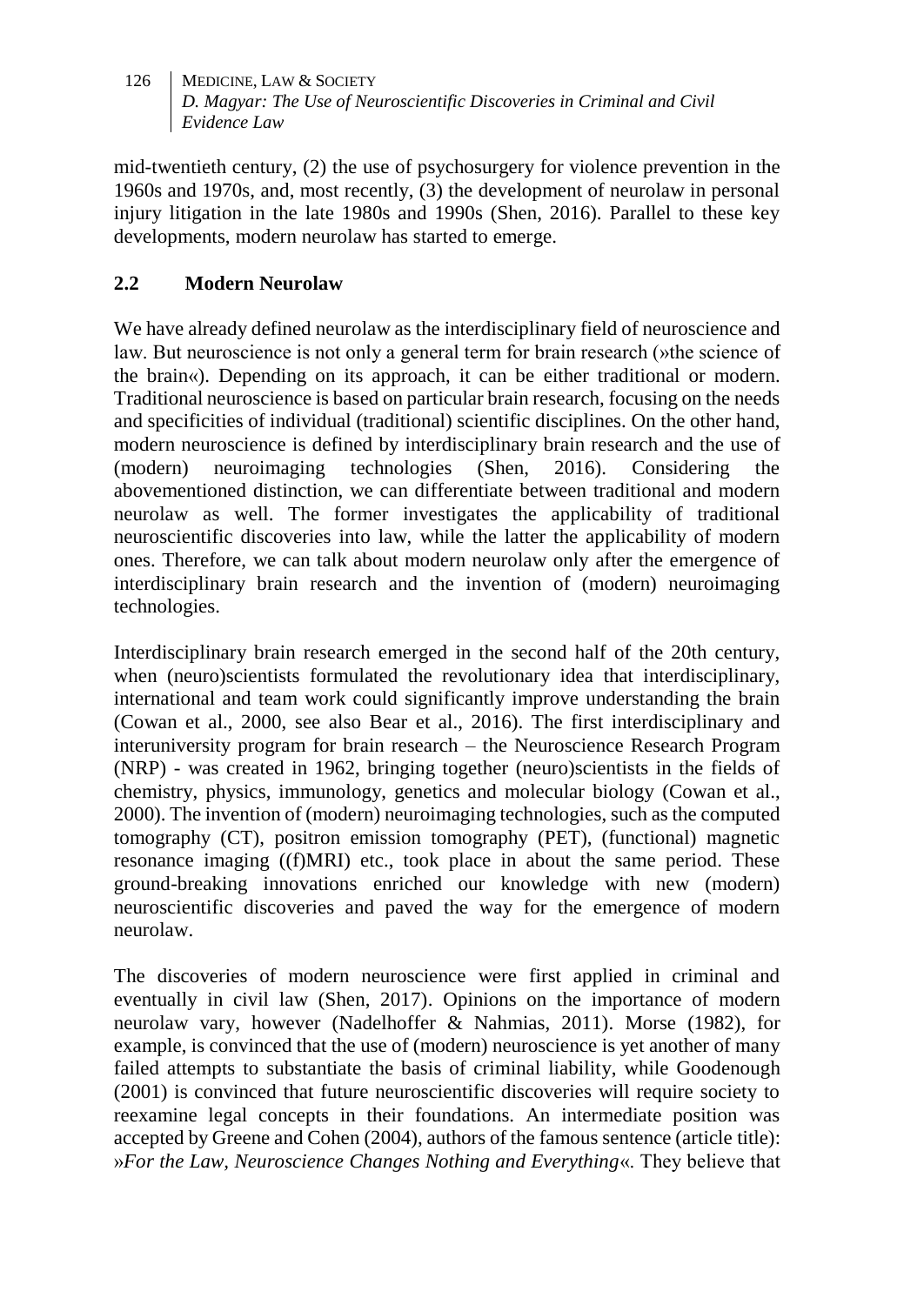mid-twentieth century, (2) the use of psychosurgery for violence prevention in the 1960s and 1970s, and, most recently, (3) the development of neurolaw in personal injury litigation in the late 1980s and 1990s (Shen, 2016). Parallel to these key developments, modern neurolaw has started to emerge.

## 2.2 Modern Neurolaw

We have already defined neurolaw as the interdisciplinary field of neuroscience and law. But neuroscience is not only a general term for brain research (»the science of the brain«). Depending on its approach, it can be either traditional or modern. Traditional neuroscience is based on particular brain research, focusing on the needs and specificities of individual (traditional) scientific disciplines. On the other hand, modern neuroscience is defined by interdisciplinary brain research and the use of (modern) neuroimaging technologies (Shen, 2016). Considering the abovementioned distinction, we can differentiate between traditional and modern neurolaw as well. The former investigates the applicability of traditional neuroscientific discoveries into law, while the latter the applicability of modern ones. Therefore, we can talk about modern neurolaw only after the emergence of interdisciplinary brain research and the invention of (modern) neuroimaging technologies.

Interdisciplinary brain research emerged in the second half of the 20th century, when (neuro)scientists formulated the revolutionary idea that interdisciplinary, international and team work could significantly improve understanding the brain (Cowan et al., 2000, see also Bear et al., 2016). The first interdisciplinary and interuniversity program for brain research – the Neuroscience Research Program (NRP) - was created in 1962, bringing together (neuro)scientists in the fields of chemistry, physics, immunology, genetics and molecular biology (Cowan et al., 2000). The invention of (modern) neuroimaging technologies, such as the computed tomography (CT), positron emission tomography (PET), (functional) magnetic resonance imaging ((f)MRI) etc., took place in about the same period. These ground-breaking innovations enriched our knowledge with new (modern) neuroscientific discoveries and paved the way for the emergence of modern neurolaw.

The discoveries of modern neuroscience were first applied in criminal and eventually in civil law (Shen, 2017). Opinions on the importance of modern neurolaw vary, however (Nadelhoffer & Nahmias, 2011). Morse (1982), for example, is convinced that the use of (modern) neuroscience is yet another of many failed attempts to substantiate the basis of criminal liability, while Goodenough (2001) is convinced that future neuroscientific discoveries will require society to reexamine legal concepts in their foundations. An intermediate position was accepted by Greene and Cohen (2004), authors of the famous sentence (article title): »*For the Law, Neuroscience Changes Nothing and Everything*«. They believe that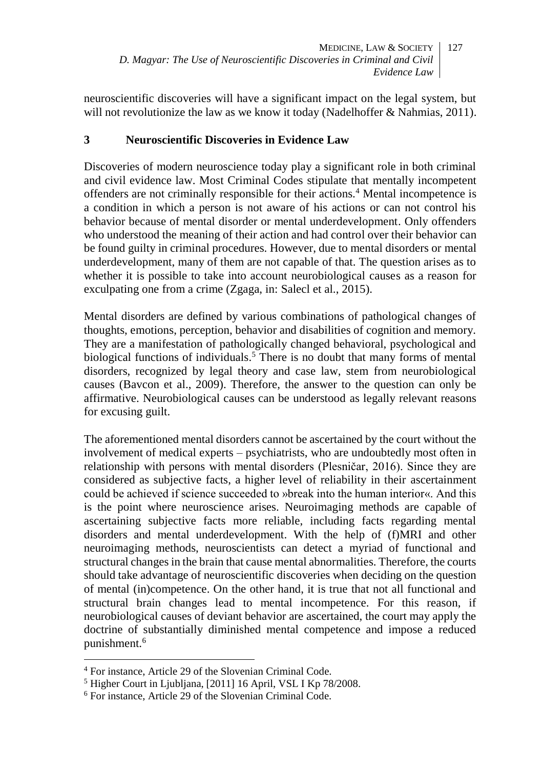neuroscientific discoveries will have a significant impact on the legal system, but will not revolutionize the law as we know it today (Nadelhoffer & Nahmias, 2011).

## 3 Neuroscientific Discoveries in Evidence Law

Discoveries of modern neuroscience today play a significant role in both criminal and civil evidence law. Most Criminal Codes stipulate that mentally incompetent offenders are not criminally responsible for their actions.[4] Mental incompetence is a condition in which a person is not aware of his actions or can not control his behavior because of mental disorder or mental underdevelopment. Only offenders who understood the meaning of their action and had control over their behavior can be found guilty in criminal procedures. However, due to mental disorders or mental underdevelopment, many of them are not capable of that. The question arises as to whether it is possible to take into account neurobiological causes as a reason for exculpating one from a crime (Zgaga, in: Salecl et al., 2015).

Mental disorders are defined by various combinations of pathological changes of thoughts, emotions, perception, behavior and disabilities of cognition and memory. They are a manifestation of pathologically changed behavioral, psychological and biological functions of individuals.[5] There is no doubt that many forms of mental disorders, recognized by legal theory and case law, stem from neurobiological causes (Bavcon et al., 2009). Therefore, the answer to the question can only be affirmative. Neurobiological causes can be understood as legally relevant reasons for excusing guilt.

The aforementioned mental disorders cannot be ascertained by the court without the involvement of medical experts – psychiatrists, who are undoubtedly most often in relationship with persons with mental disorders (Plesničar, 2016). Since they are considered as subjective facts, a higher level of reliability in their ascertainment could be achieved if science succeeded to »break into the human interior«. And this is the point where neuroscience arises. Neuroimaging methods are capable of ascertaining subjective facts more reliable, including facts regarding mental disorders and mental underdevelopment. With the help of (f)MRI and other neuroimaging methods, neuroscientists can detect a myriad of functional and structural changes in the brain that cause mental abnormalities. Therefore, the courts should take advantage of neuroscientific discoveries when deciding on the question of mental (in)competence. On the other hand, it is true that not all functional and structural brain changes lead to mental incompetence. For this reason, if neurobiological causes of deviant behavior are ascertained, the court may apply the doctrine of substantially diminished mental competence and impose a reduced punishment.[6]

---

[4] For instance, Article 29 of the Slovenian Criminal Code.

[5] Higher Court in Ljubljana, [2011] 16 April, VSL I Kp 78/2008.

[6] For instance, Article 29 of the Slovenian Criminal Code.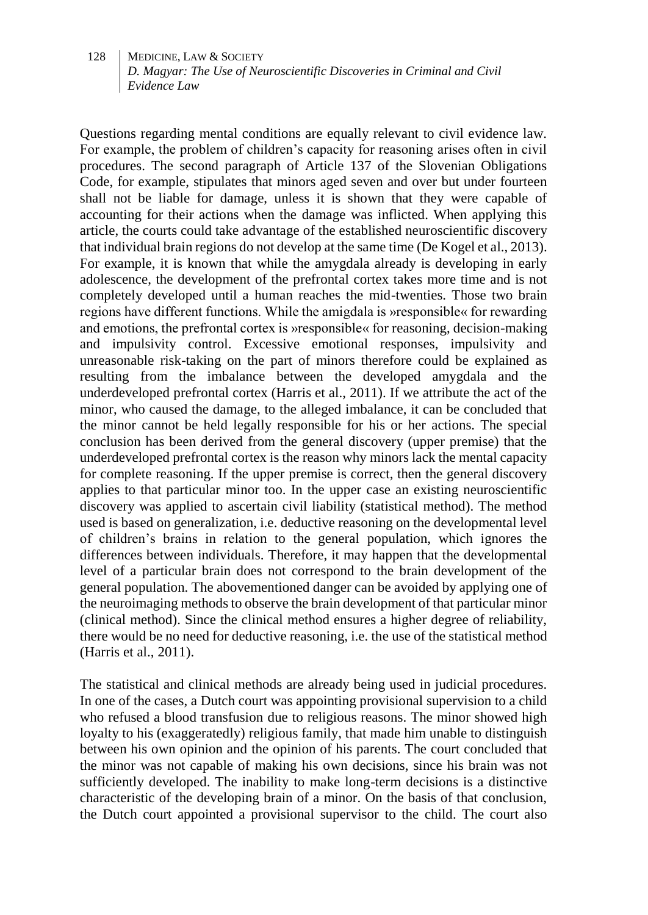Questions regarding mental conditions are equally relevant to civil evidence law. For example, the problem of children's capacity for reasoning arises often in civil procedures. The second paragraph of Article 137 of the Slovenian Obligations Code, for example, stipulates that minors aged seven and over but under fourteen shall not be liable for damage, unless it is shown that they were capable of accounting for their actions when the damage was inflicted. When applying this article, the courts could take advantage of the established neuroscientific discovery that individual brain regions do not develop at the same time (De Kogel et al., 2013). For example, it is known that while the amygdala already is developing in early adolescence, the development of the prefrontal cortex takes more time and is not completely developed until a human reaches the mid-twenties. Those two brain regions have different functions. While the amigdala is »responsible« for rewarding and emotions, the prefrontal cortex is »responsible« for reasoning, decision-making and impulsivity control. Excessive emotional responses, impulsivity and unreasonable risk-taking on the part of minors therefore could be explained as resulting from the imbalance between the developed amygdala and the underdeveloped prefrontal cortex (Harris et al., 2011). If we attribute the act of the minor, who caused the damage, to the alleged imbalance, it can be concluded that the minor cannot be held legally responsible for his or her actions. The special conclusion has been derived from the general discovery (upper premise) that the underdeveloped prefrontal cortex is the reason why minors lack the mental capacity for complete reasoning. If the upper premise is correct, then the general discovery applies to that particular minor too. In the upper case an existing neuroscientific discovery was applied to ascertain civil liability (statistical method). The method used is based on generalization, i.e. deductive reasoning on the developmental level of children's brains in relation to the general population, which ignores the differences between individuals. Therefore, it may happen that the developmental level of a particular brain does not correspond to the brain development of the general population. The abovementioned danger can be avoided by applying one of the neuroimaging methods to observe the brain development of that particular minor (clinical method). Since the clinical method ensures a higher degree of reliability, there would be no need for deductive reasoning, i.e. the use of the statistical method (Harris et al., 2011).

The statistical and clinical methods are already being used in judicial procedures. In one of the cases, a Dutch court was appointing provisional supervision to a child who refused a blood transfusion due to religious reasons. The minor showed high loyalty to his (exaggeratedly) religious family, that made him unable to distinguish between his own opinion and the opinion of his parents. The court concluded that the minor was not capable of making his own decisions, since his brain was not sufficiently developed. The inability to make long-term decisions is a distinctive characteristic of the developing brain of a minor. On the basis of that conclusion, the Dutch court appointed a provisional supervisor to the child. The court also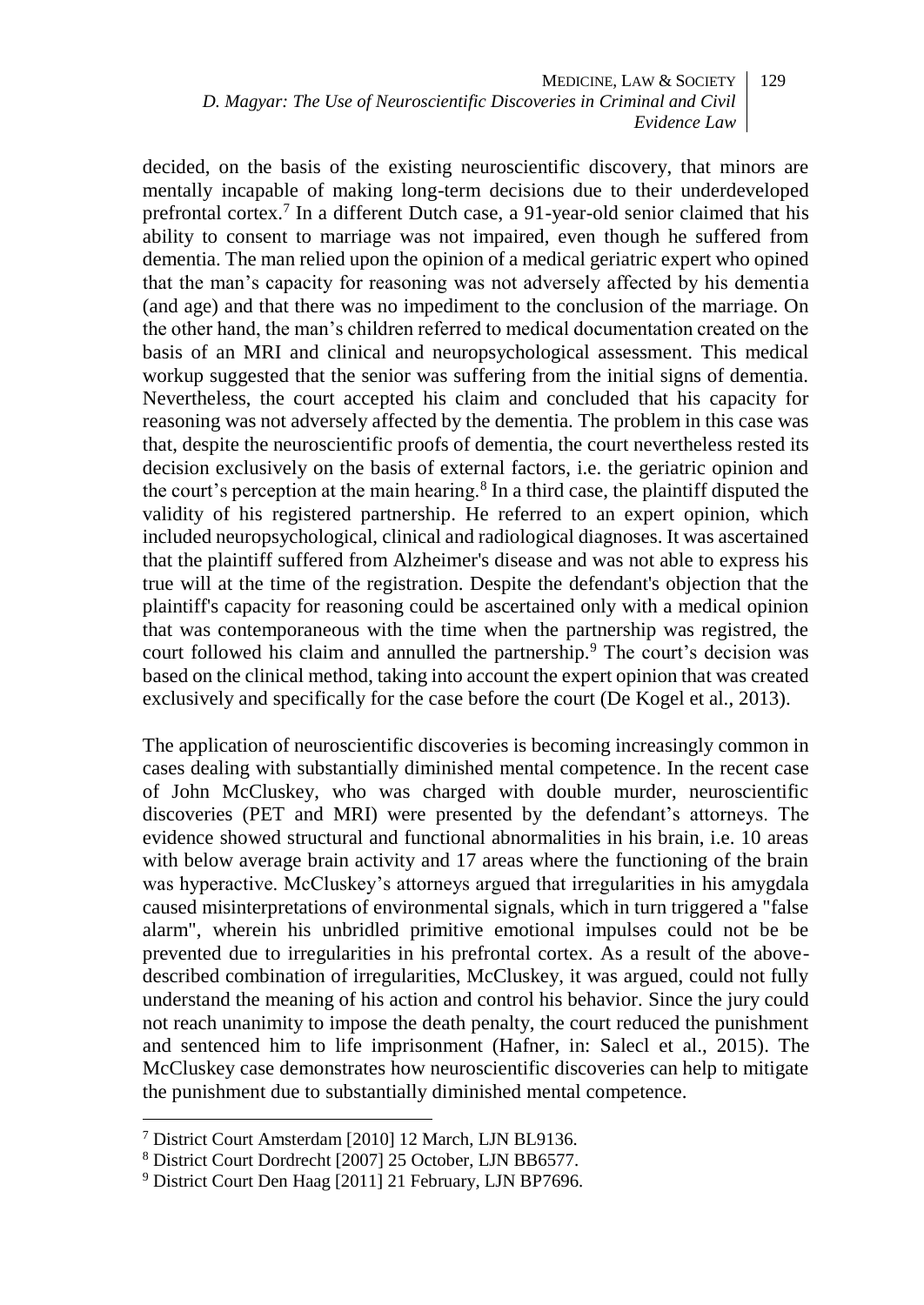decided, on the basis of the existing neuroscientific discovery, that minors are mentally incapable of making long-term decisions due to their underdeveloped prefrontal cortex.[7] In a different Dutch case, a 91-year-old senior claimed that his ability to consent to marriage was not impaired, even though he suffered from dementia. The man relied upon the opinion of a medical geriatric expert who opined that the man's capacity for reasoning was not adversely affected by his dementia (and age) and that there was no impediment to the conclusion of the marriage. On the other hand, the man's children referred to medical documentation created on the basis of an MRI and clinical and neuropsychological assessment. This medical workup suggested that the senior was suffering from the initial signs of dementia. Nevertheless, the court accepted his claim and concluded that his capacity for reasoning was not adversely affected by the dementia. The problem in this case was that, despite the neuroscientific proofs of dementia, the court nevertheless rested its decision exclusively on the basis of external factors, i.e. the geriatric opinion and the court's perception at the main hearing.[8] In a third case, the plaintiff disputed the validity of his registered partnership. He referred to an expert opinion, which included neuropsychological, clinical and radiological diagnoses. It was ascertained that the plaintiff suffered from Alzheimer's disease and was not able to express his true will at the time of the registration. Despite the defendant's objection that the plaintiff's capacity for reasoning could be ascertained only with a medical opinion that was contemporaneous with the time when the partnership was registred, the court followed his claim and annulled the partnership.[9] The court's decision was based on the clinical method, taking into account the expert opinion that was created exclusively and specifically for the case before the court (De Kogel et al., 2013).

The application of neuroscientific discoveries is becoming increasingly common in cases dealing with substantially diminished mental competence. In the recent case of John McCluskey, who was charged with double murder, neuroscientific discoveries (PET and MRI) were presented by the defendant's attorneys. The evidence showed structural and functional abnormalities in his brain, i.e. 10 areas with below average brain activity and 17 areas where the functioning of the brain was hyperactive. McCluskey's attorneys argued that irregularities in his amygdala caused misinterpretations of environmental signals, which in turn triggered a "false alarm", wherein his unbridled primitive emotional impulses could not be be prevented due to irregularities in his prefrontal cortex. As a result of the above-described combination of irregularities, McCluskey, it was argued, could not fully understand the meaning of his action and control his behavior. Since the jury could not reach unanimity to impose the death penalty, the court reduced the punishment and sentenced him to life imprisonment (Hafner, in: Salecl et al., 2015). The McCluskey case demonstrates how neuroscientific discoveries can help to mitigate the punishment due to substantially diminished mental competence.

---

[7] District Court Amsterdam [2010] 12 March, LJN BL9136.

[8] District Court Dordrecht [2007] 25 October, LJN BB6577.

[9] District Court Den Haag [2011] 21 February, LJN BP7696.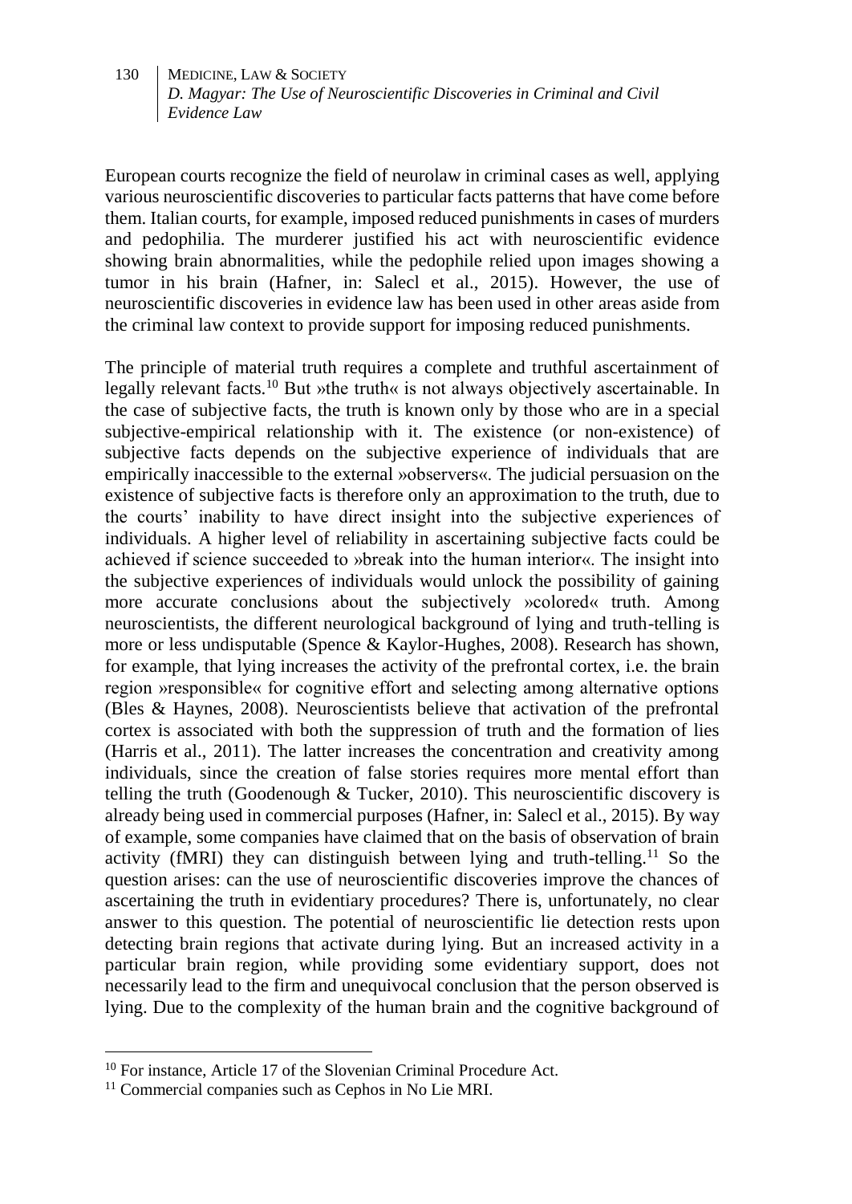European courts recognize the field of neurolaw in criminal cases as well, applying various neuroscientific discoveries to particular facts patterns that have come before them. Italian courts, for example, imposed reduced punishments in cases of murders and pedophilia. The murderer justified his act with neuroscientific evidence showing brain abnormalities, while the pedophile relied upon images showing a tumor in his brain (Hafner, in: Salecl et al., 2015). However, the use of neuroscientific discoveries in evidence law has been used in other areas aside from the criminal law context to provide support for imposing reduced punishments.

The principle of material truth requires a complete and truthful ascertainment of legally relevant facts.[10] But »the truth« is not always objectively ascertainable. In the case of subjective facts, the truth is known only by those who are in a special subjective-empirical relationship with it. The existence (or non-existence) of subjective facts depends on the subjective experience of individuals that are empirically inaccessible to the external »observers«. The judicial persuasion on the existence of subjective facts is therefore only an approximation to the truth, due to the courts' inability to have direct insight into the subjective experiences of individuals. A higher level of reliability in ascertaining subjective facts could be achieved if science succeeded to »break into the human interior«. The insight into the subjective experiences of individuals would unlock the possibility of gaining more accurate conclusions about the subjectively »colored« truth. Among neuroscientists, the different neurological background of lying and truth-telling is more or less undisputable (Spence & Kaylor-Hughes, 2008). Research has shown, for example, that lying increases the activity of the prefrontal cortex, i.e. the brain region »responsible« for cognitive effort and selecting among alternative options (Bles & Haynes, 2008). Neuroscientists believe that activation of the prefrontal cortex is associated with both the suppression of truth and the formation of lies (Harris et al., 2011). The latter increases the concentration and creativity among individuals, since the creation of false stories requires more mental effort than telling the truth (Goodenough & Tucker, 2010). This neuroscientific discovery is already being used in commercial purposes (Hafner, in: Salecl et al., 2015). By way of example, some companies have claimed that on the basis of observation of brain activity (fMRI) they can distinguish between lying and truth-telling.[11] So the question arises: can the use of neuroscientific discoveries improve the chances of ascertaining the truth in evidentiary procedures? There is, unfortunately, no clear answer to this question. The potential of neuroscientific lie detection rests upon detecting brain regions that activate during lying. But an increased activity in a particular brain region, while providing some evidentiary support, does not necessarily lead to the firm and unequivocal conclusion that the person observed is lying. Due to the complexity of the human brain and the cognitive background of

---

[10] For instance, Article 17 of the Slovenian Criminal Procedure Act.

[11] Commercial companies such as Cephos in No Lie MRI.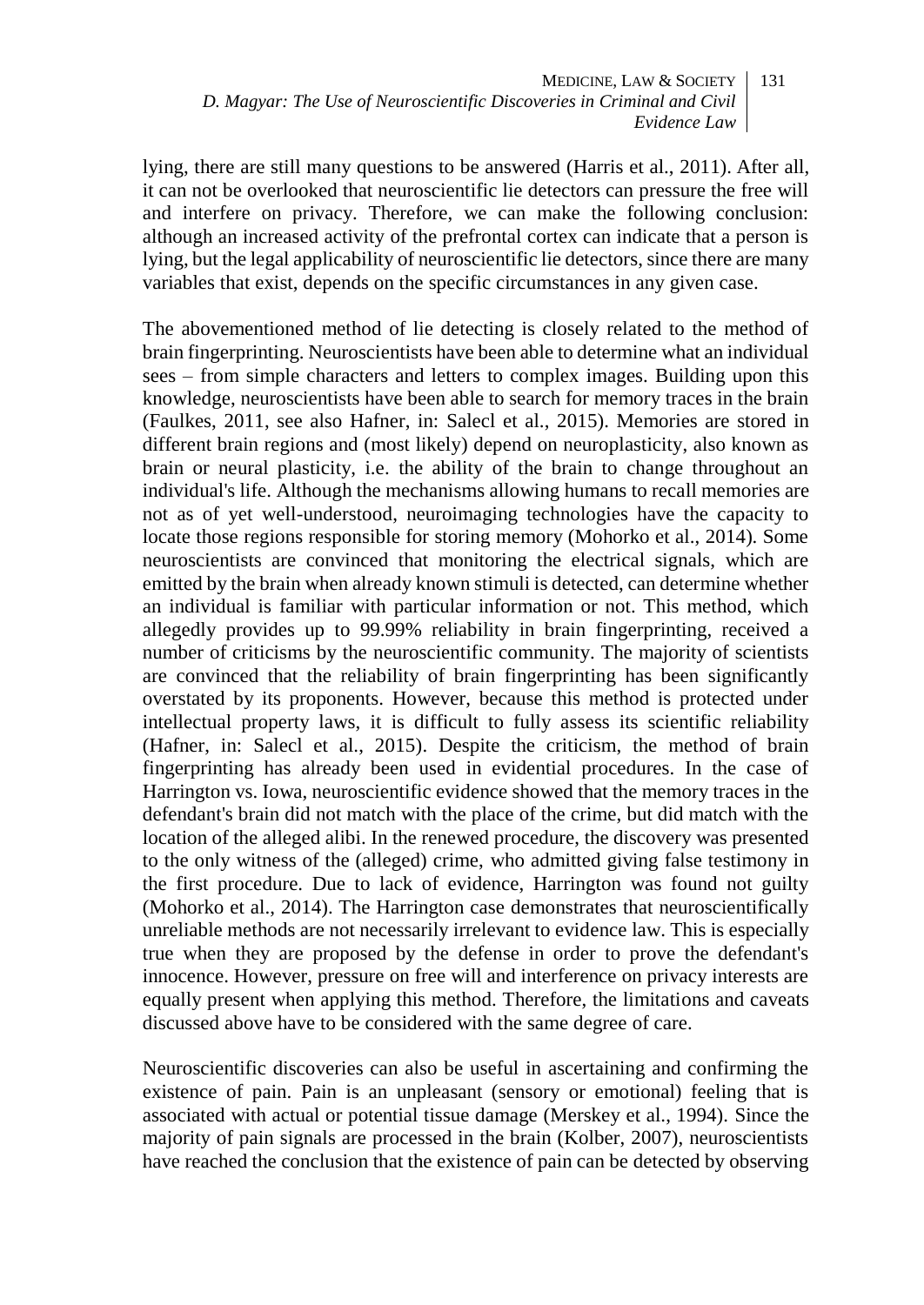lying, there are still many questions to be answered (Harris et al., 2011). After all, it can not be overlooked that neuroscientific lie detectors can pressure the free will and interfere on privacy. Therefore, we can make the following conclusion: although an increased activity of the prefrontal cortex can indicate that a person is lying, but the legal applicability of neuroscientific lie detectors, since there are many variables that exist, depends on the specific circumstances in any given case.

The abovementioned method of lie detecting is closely related to the method of brain fingerprinting. Neuroscientists have been able to determine what an individual sees – from simple characters and letters to complex images. Building upon this knowledge, neuroscientists have been able to search for memory traces in the brain (Faulkes, 2011, see also Hafner, in: Salecl et al., 2015). Memories are stored in different brain regions and (most likely) depend on neuroplasticity, also known as brain or neural plasticity, i.e. the ability of the brain to change throughout an individual's life. Although the mechanisms allowing humans to recall memories are not as of yet well-understood, neuroimaging technologies have the capacity to locate those regions responsible for storing memory (Mohorko et al., 2014). Some neuroscientists are convinced that monitoring the electrical signals, which are emitted by the brain when already known stimuli is detected, can determine whether an individual is familiar with particular information or not. This method, which allegedly provides up to 99.99% reliability in brain fingerprinting, received a number of criticisms by the neuroscientific community. The majority of scientists are convinced that the reliability of brain fingerprinting has been significantly overstated by its proponents. However, because this method is protected under intellectual property laws, it is difficult to fully assess its scientific reliability (Hafner, in: Salecl et al., 2015). Despite the criticism, the method of brain fingerprinting has already been used in evidential procedures. In the case of Harrington vs. Iowa, neuroscientific evidence showed that the memory traces in the defendant's brain did not match with the place of the crime, but did match with the location of the alleged alibi. In the renewed procedure, the discovery was presented to the only witness of the (alleged) crime, who admitted giving false testimony in the first procedure. Due to lack of evidence, Harrington was found not guilty (Mohorko et al., 2014). The Harrington case demonstrates that neuroscientifically unreliable methods are not necessarily irrelevant to evidence law. This is especially true when they are proposed by the defense in order to prove the defendant's innocence. However, pressure on free will and interference on privacy interests are equally present when applying this method. Therefore, the limitations and caveats discussed above have to be considered with the same degree of care.

Neuroscientific discoveries can also be useful in ascertaining and confirming the existence of pain. Pain is an unpleasant (sensory or emotional) feeling that is associated with actual or potential tissue damage (Merskey et al., 1994). Since the majority of pain signals are processed in the brain (Kolber, 2007), neuroscientists have reached the conclusion that the existence of pain can be detected by observing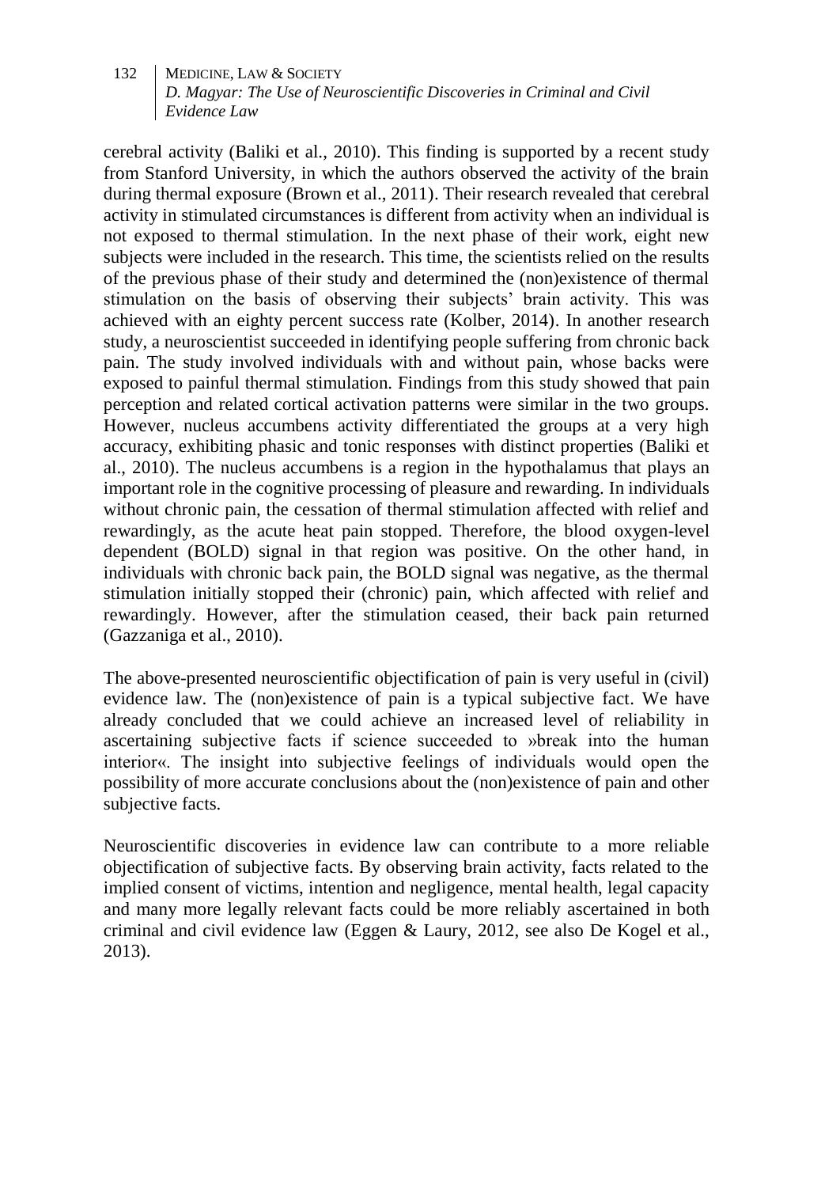cerebral activity (Baliki et al., 2010). This finding is supported by a recent study from Stanford University, in which the authors observed the activity of the brain during thermal exposure (Brown et al., 2011). Their research revealed that cerebral activity in stimulated circumstances is different from activity when an individual is not exposed to thermal stimulation. In the next phase of their work, eight new subjects were included in the research. This time, the scientists relied on the results of the previous phase of their study and determined the (non)existence of thermal stimulation on the basis of observing their subjects' brain activity. This was achieved with an eighty percent success rate (Kolber, 2014). In another research study, a neuroscientist succeeded in identifying people suffering from chronic back pain. The study involved individuals with and without pain, whose backs were exposed to painful thermal stimulation. Findings from this study showed that pain perception and related cortical activation patterns were similar in the two groups. However, nucleus accumbens activity differentiated the groups at a very high accuracy, exhibiting phasic and tonic responses with distinct properties (Baliki et al., 2010). The nucleus accumbens is a region in the hypothalamus that plays an important role in the cognitive processing of pleasure and rewarding. In individuals without chronic pain, the cessation of thermal stimulation affected with relief and rewardingly, as the acute heat pain stopped. Therefore, the blood oxygen-level dependent (BOLD) signal in that region was positive. On the other hand, in individuals with chronic back pain, the BOLD signal was negative, as the thermal stimulation initially stopped their (chronic) pain, which affected with relief and rewardingly. However, after the stimulation ceased, their back pain returned (Gazzaniga et al., 2010).

The above-presented neuroscientific objectification of pain is very useful in (civil) evidence law. The (non)existence of pain is a typical subjective fact. We have already concluded that we could achieve an increased level of reliability in ascertaining subjective facts if science succeeded to »break into the human interior«. The insight into subjective feelings of individuals would open the possibility of more accurate conclusions about the (non)existence of pain and other subjective facts.

Neuroscientific discoveries in evidence law can contribute to a more reliable objectification of subjective facts. By observing brain activity, facts related to the implied consent of victims, intention and negligence, mental health, legal capacity and many more legally relevant facts could be more reliably ascertained in both criminal and civil evidence law (Eggen & Laury, 2012, see also De Kogel et al., 2013).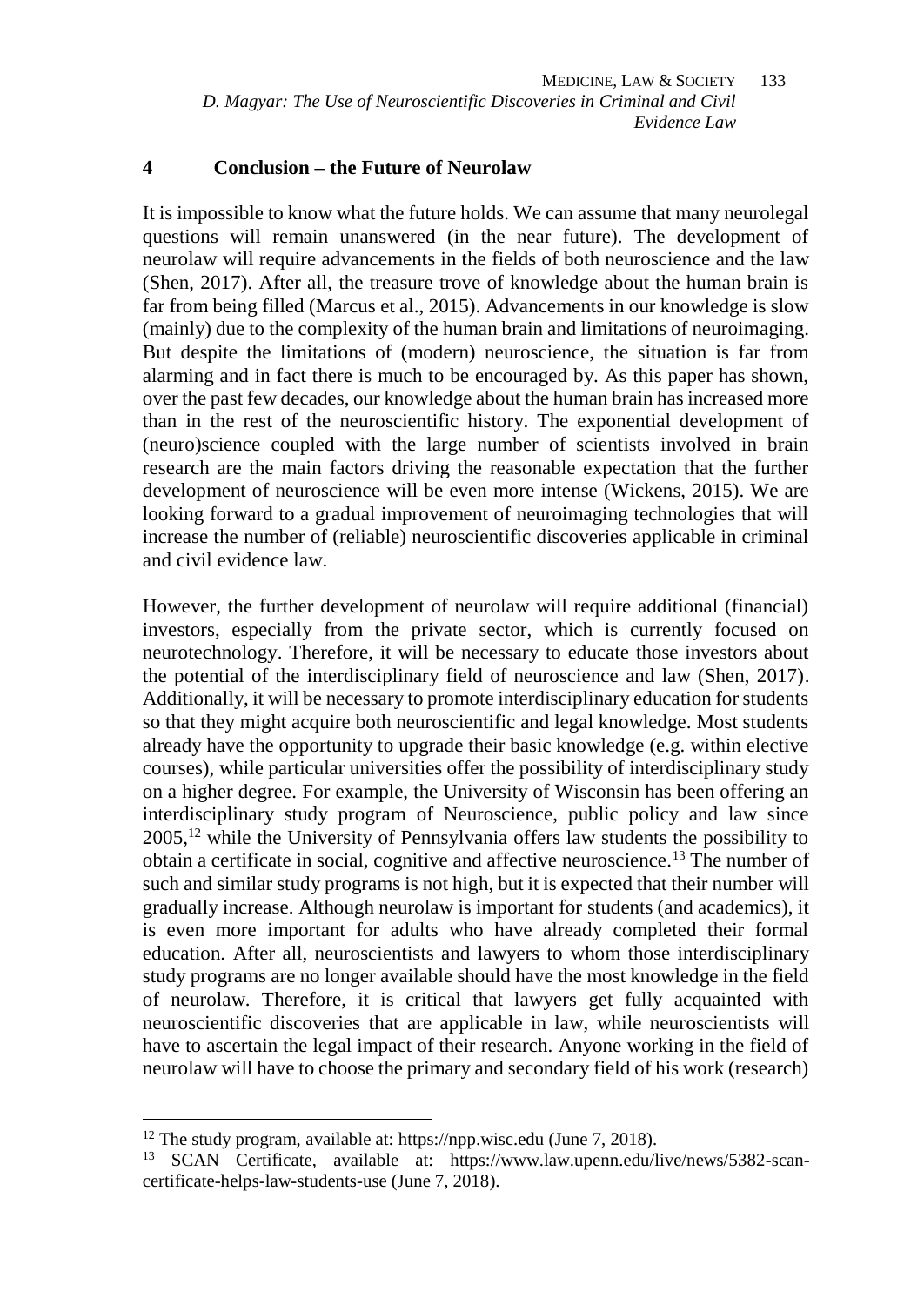## 4 Conclusion – the Future of Neurolaw

It is impossible to know what the future holds. We can assume that many neurolegal questions will remain unanswered (in the near future). The development of neurolaw will require advancements in the fields of both neuroscience and the law (Shen, 2017). After all, the treasure trove of knowledge about the human brain is far from being filled (Marcus et al., 2015). Advancements in our knowledge is slow (mainly) due to the complexity of the human brain and limitations of neuroimaging. But despite the limitations of (modern) neuroscience, the situation is far from alarming and in fact there is much to be encouraged by. As this paper has shown, over the past few decades, our knowledge about the human brain has increased more than in the rest of the neuroscientific history. The exponential development of (neuro)science coupled with the large number of scientists involved in brain research are the main factors driving the reasonable expectation that the further development of neuroscience will be even more intense (Wickens, 2015). We are looking forward to a gradual improvement of neuroimaging technologies that will increase the number of (reliable) neuroscientific discoveries applicable in criminal and civil evidence law.

However, the further development of neurolaw will require additional (financial) investors, especially from the private sector, which is currently focused on neurotechnology. Therefore, it will be necessary to educate those investors about the potential of the interdisciplinary field of neuroscience and law (Shen, 2017). Additionally, it will be necessary to promote interdisciplinary education for students so that they might acquire both neuroscientific and legal knowledge. Most students already have the opportunity to upgrade their basic knowledge (e.g. within elective courses), while particular universities offer the possibility of interdisciplinary study on a higher degree. For example, the University of Wisconsin has been offering an interdisciplinary study program of Neuroscience, public policy and law since 2005,[12] while the University of Pennsylvania offers law students the possibility to obtain a certificate in social, cognitive and affective neuroscience.[13] The number of such and similar study programs is not high, but it is expected that their number will gradually increase. Although neurolaw is important for students (and academics), it is even more important for adults who have already completed their formal education. After all, neuroscientists and lawyers to whom those interdisciplinary study programs are no longer available should have the most knowledge in the field of neurolaw. Therefore, it is critical that lawyers get fully acquainted with neuroscientific discoveries that are applicable in law, while neuroscientists will have to ascertain the legal impact of their research. Anyone working in the field of neurolaw will have to choose the primary and secondary field of his work (research)

---

[12] The study program, available at: https://npp.wisc.edu (June 7, 2018).

[13] SCAN Certificate, available at: https://www.law.upenn.edu/live/news/5382-scan-certificate-helps-law-students-use (June 7, 2018).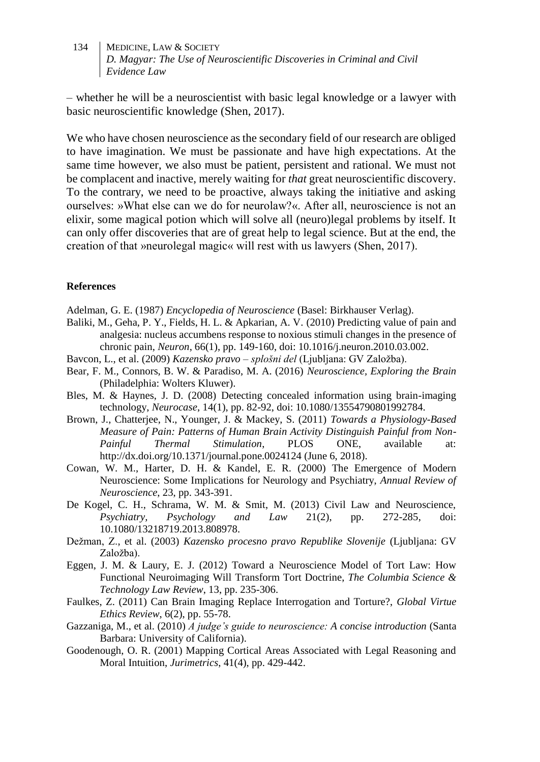– whether he will be a neuroscientist with basic legal knowledge or a lawyer with basic neuroscientific knowledge (Shen, 2017).

We who have chosen neuroscience as the secondary field of our research are obliged to have imagination. We must be passionate and have high expectations. At the same time however, we also must be patient, persistent and rational. We must not be complacent and inactive, merely waiting for *that* great neuroscientific discovery. To the contrary, we need to be proactive, always taking the initiative and asking ourselves: »What else can we do for neurolaw?«. After all, neuroscience is not an elixir, some magical potion which will solve all (neuro)legal problems by itself. It can only offer discoveries that are of great help to legal science. But at the end, the creation of that »neurolegal magic« will rest with us lawyers (Shen, 2017).

**References**

Adelman, G. E. (1987) *Encyclopedia of Neuroscience* (Basel: Birkhauser Verlag).

Baliki, M., Geha, P. Y., Fields, H. L. & Apkarian, A. V. (2010) Predicting value of pain and analgesia: nucleus accumbens response to noxious stimuli changes in the presence of chronic pain, *Neuron*, 66(1), pp. 149-160, doi: 10.1016/j.neuron.2010.03.002.

Bavcon, L., et al. (2009) *Kazensko pravo – splošni del* (Ljubljana: GV Založba).

Bear, F. M., Connors, B. W. & Paradiso, M. A. (2016) *Neuroscience, Exploring the Brain* (Philadelphia: Wolters Kluwer).

Bles, M. & Haynes, J. D. (2008) Detecting concealed information using brain-imaging technology, *Neurocase*, 14(1), pp. 82-92, doi: 10.1080/13554790801992784.

Brown, J., Chatterjee, N., Younger, J. & Mackey, S. (2011) *Towards a Physiology-Based Measure of Pain: Patterns of Human Brain Activity Distinguish Painful from Non-Painful Thermal Stimulation*, PLOS ONE, available at: http://dx.doi.org/10.1371/journal.pone.0024124 (June 6, 2018).

Cowan, W. M., Harter, D. H. & Kandel, E. R. (2000) The Emergence of Modern Neuroscience: Some Implications for Neurology and Psychiatry, *Annual Review of Neuroscience*, 23, pp. 343-391.

De Kogel, C. H., Schrama, W. M. & Smit, M. (2013) Civil Law and Neuroscience, *Psychiatry, Psychology and Law* 21(2), pp. 272-285, doi: 10.1080/13218719.2013.808978.

Dežman, Z., et al. (2003) *Kazensko procesno pravo Republike Slovenije* (Ljubljana: GV Založba).

Eggen, J. M. & Laury, E. J. (2012) Toward a Neuroscience Model of Tort Law: How Functional Neuroimaging Will Transform Tort Doctrine, *The Columbia Science & Technology Law Review*, 13, pp. 235-306.

Faulkes, Z. (2011) Can Brain Imaging Replace Interrogation and Torture?, *Global Virtue Ethics Review*, 6(2), pp. 55-78.

Gazzaniga, M., et al. (2010) *A judge's guide to neuroscience: A concise introduction* (Santa Barbara: University of California).

Goodenough, O. R. (2001) Mapping Cortical Areas Associated with Legal Reasoning and Moral Intuition, *Jurimetrics*, 41(4), pp. 429-442.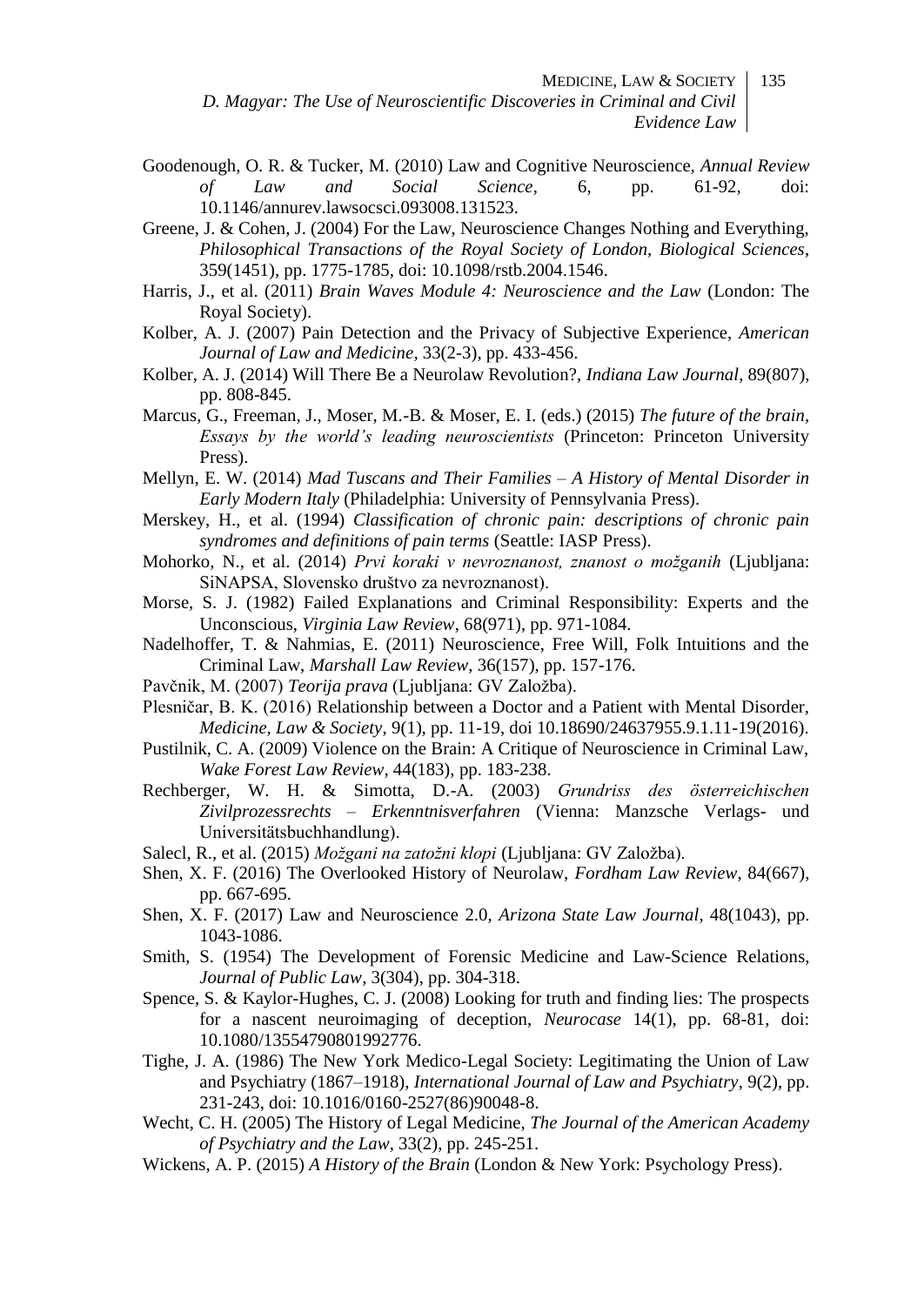Goodenough, O. R. & Tucker, M. (2010) Law and Cognitive Neuroscience, *Annual Review of Law and Social Science*, 6, pp. 61-92, doi: 10.1146/annurev.lawsocsci.093008.131523.

Greene, J. & Cohen, J. (2004) For the Law, Neuroscience Changes Nothing and Everything, *Philosophical Transactions of the Royal Society of London, Biological Sciences*, 359(1451), pp. 1775-1785, doi: 10.1098/rstb.2004.1546.

Harris, J., et al. (2011) *Brain Waves Module 4: Neuroscience and the Law* (London: The Royal Society).

Kolber, A. J. (2007) Pain Detection and the Privacy of Subjective Experience, *American Journal of Law and Medicine*, 33(2-3), pp. 433-456.

Kolber, A. J. (2014) Will There Be a Neurolaw Revolution?, *Indiana Law Journal*, 89(807), pp. 808-845.

Marcus, G., Freeman, J., Moser, M.-B. & Moser, E. I. (eds.) (2015) *The future of the brain, Essays by the world's leading neuroscientists* (Princeton: Princeton University Press).

Mellyn, E. W. (2014) *Mad Tuscans and Their Families – A History of Mental Disorder in Early Modern Italy* (Philadelphia: University of Pennsylvania Press).

Merskey, H., et al. (1994) *Classification of chronic pain: descriptions of chronic pain syndromes and definitions of pain terms* (Seattle: IASP Press).

Mohorko, N., et al. (2014) *Prvi koraki v nevroznanost, znanost o možganih* (Ljubljana: SiNAPSA, Slovensko društvo za nevroznanost).

Morse, S. J. (1982) Failed Explanations and Criminal Responsibility: Experts and the Unconscious, *Virginia Law Review*, 68(971), pp. 971-1084.

Nadelhoffer, T. & Nahmias, E. (2011) Neuroscience, Free Will, Folk Intuitions and the Criminal Law, *Marshall Law Review*, 36(157), pp. 157-176.

Pavčnik, M. (2007) *Teorija prava* (Ljubljana: GV Založba).

Plesničar, B. K. (2016) Relationship between a Doctor and a Patient with Mental Disorder, *Medicine, Law & Society*, 9(1), pp. 11-19, doi 10.18690/24637955.9.1.11-19(2016).

Pustilnik, C. A. (2009) Violence on the Brain: A Critique of Neuroscience in Criminal Law, *Wake Forest Law Review*, 44(183), pp. 183-238.

Rechberger, W. H. & Simotta, D.-A. (2003) *Grundriss des österreichischen Zivilprozessrechts – Erkenntnisverfahren* (Vienna: Manzsche Verlags- und Universitätsbuchhandlung).

Salecl, R., et al. (2015) *Možgani na zatožni klopi* (Ljubljana: GV Založba).

Shen, X. F. (2016) The Overlooked History of Neurolaw, *Fordham Law Review*, 84(667), pp. 667-695.

Shen, X. F. (2017) Law and Neuroscience 2.0, *Arizona State Law Journal*, 48(1043), pp. 1043-1086.

Smith, S. (1954) The Development of Forensic Medicine and Law-Science Relations, *Journal of Public Law*, 3(304), pp. 304-318.

Spence, S. & Kaylor-Hughes, C. J. (2008) Looking for truth and finding lies: The prospects for a nascent neuroimaging of deception, *Neurocase* 14(1), pp. 68-81, doi: 10.1080/13554790801992776.

Tighe, J. A. (1986) The New York Medico-Legal Society: Legitimating the Union of Law and Psychiatry (1867–1918), *International Journal of Law and Psychiatry*, 9(2), pp. 231-243, doi: 10.1016/0160-2527(86)90048-8.

Wecht, C. H. (2005) The History of Legal Medicine, *The Journal of the American Academy of Psychiatry and the Law*, 33(2), pp. 245-251.

Wickens, A. P. (2015) *A History of the Brain* (London & New York: Psychology Press).